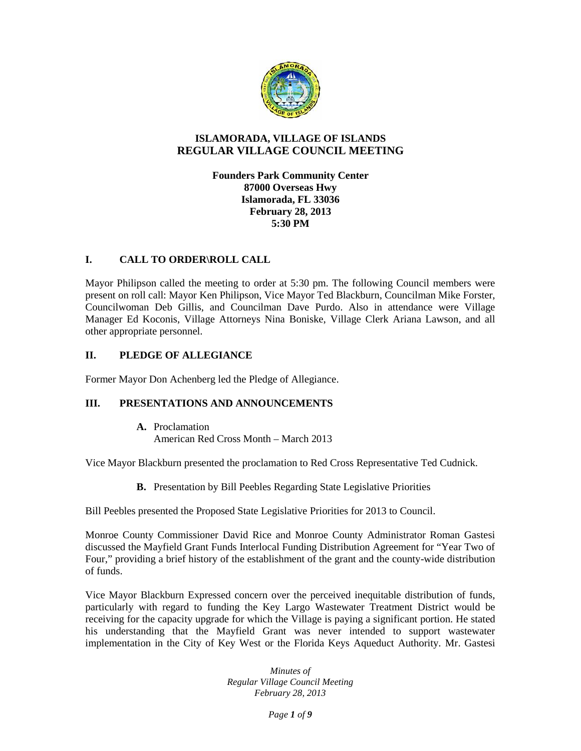# ISLAMORADA, VILLAGE OF ISLANDS
# REGULAR VILLAGE COUNCIL MEETING

**Founders Park Community Center**
**87000 Overseas Hwy**
**Islamorada, FL 33036**
**February 28, 2013**
**5:30 PM**

## I. CALL TO ORDER\ROLL CALL

Mayor Philipson called the meeting to order at 5:30 pm. The following Council members were present on roll call: Mayor Ken Philipson, Vice Mayor Ted Blackburn, Councilman Mike Forster, Councilwoman Deb Gillis, and Councilman Dave Purdo. Also in attendance were Village Manager Ed Koconis, Village Attorneys Nina Boniske, Village Clerk Ariana Lawson, and all other appropriate personnel.

## II. PLEDGE OF ALLEGIANCE

Former Mayor Don Achenberg led the Pledge of Allegiance.

## III. PRESENTATIONS AND ANNOUNCEMENTS

**A.** Proclamation
American Red Cross Month – March 2013

Vice Mayor Blackburn presented the proclamation to Red Cross Representative Ted Cudnick.

**B.** Presentation by Bill Peebles Regarding State Legislative Priorities

Bill Peebles presented the Proposed State Legislative Priorities for 2013 to Council.

Monroe County Commissioner David Rice and Monroe County Administrator Roman Gastesi discussed the Mayfield Grant Funds Interlocal Funding Distribution Agreement for "Year Two of Four," providing a brief history of the establishment of the grant and the county-wide distribution of funds.

Vice Mayor Blackburn Expressed concern over the perceived inequitable distribution of funds, particularly with regard to funding the Key Largo Wastewater Treatment District would be receiving for the capacity upgrade for which the Village is paying a significant portion. He stated his understanding that the Mayfield Grant was never intended to support wastewater implementation in the City of Key West or the Florida Keys Aqueduct Authority. Mr. Gastesi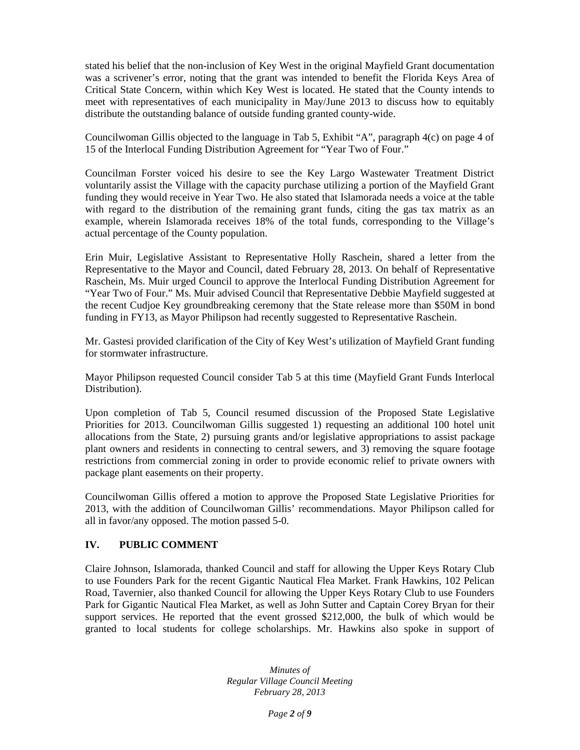stated his belief that the non-inclusion of Key West in the original Mayfield Grant documentation was a scrivener's error, noting that the grant was intended to benefit the Florida Keys Area of Critical State Concern, within which Key West is located. He stated that the County intends to meet with representatives of each municipality in May/June 2013 to discuss how to equitably distribute the outstanding balance of outside funding granted county-wide.

Councilwoman Gillis objected to the language in Tab 5, Exhibit "A", paragraph 4(c) on page 4 of 15 of the Interlocal Funding Distribution Agreement for "Year Two of Four."

Councilman Forster voiced his desire to see the Key Largo Wastewater Treatment District voluntarily assist the Village with the capacity purchase utilizing a portion of the Mayfield Grant funding they would receive in Year Two. He also stated that Islamorada needs a voice at the table with regard to the distribution of the remaining grant funds, citing the gas tax matrix as an example, wherein Islamorada receives 18% of the total funds, corresponding to the Village's actual percentage of the County population.

Erin Muir, Legislative Assistant to Representative Holly Raschein, shared a letter from the Representative to the Mayor and Council, dated February 28, 2013. On behalf of Representative Raschein, Ms. Muir urged Council to approve the Interlocal Funding Distribution Agreement for "Year Two of Four." Ms. Muir advised Council that Representative Debbie Mayfield suggested at the recent Cudjoe Key groundbreaking ceremony that the State release more than $50M in bond funding in FY13, as Mayor Philipson had recently suggested to Representative Raschein.

Mr. Gastesi provided clarification of the City of Key West's utilization of Mayfield Grant funding for stormwater infrastructure.

Mayor Philipson requested Council consider Tab 5 at this time (Mayfield Grant Funds Interlocal Distribution).

Upon completion of Tab 5, Council resumed discussion of the Proposed State Legislative Priorities for 2013. Councilwoman Gillis suggested 1) requesting an additional 100 hotel unit allocations from the State, 2) pursuing grants and/or legislative appropriations to assist package plant owners and residents in connecting to central sewers, and 3) removing the square footage restrictions from commercial zoning in order to provide economic relief to private owners with package plant easements on their property.

Councilwoman Gillis offered a motion to approve the Proposed State Legislative Priorities for 2013, with the addition of Councilwoman Gillis' recommendations. Mayor Philipson called for all in favor/any opposed. The motion passed 5-0.

## IV. PUBLIC COMMENT

Claire Johnson, Islamorada, thanked Council and staff for allowing the Upper Keys Rotary Club to use Founders Park for the recent Gigantic Nautical Flea Market. Frank Hawkins, 102 Pelican Road, Tavernier, also thanked Council for allowing the Upper Keys Rotary Club to use Founders Park for Gigantic Nautical Flea Market, as well as John Sutter and Captain Corey Bryan for their support services. He reported that the event grossed $212,000, the bulk of which would be granted to local students for college scholarships. Mr. Hawkins also spoke in support of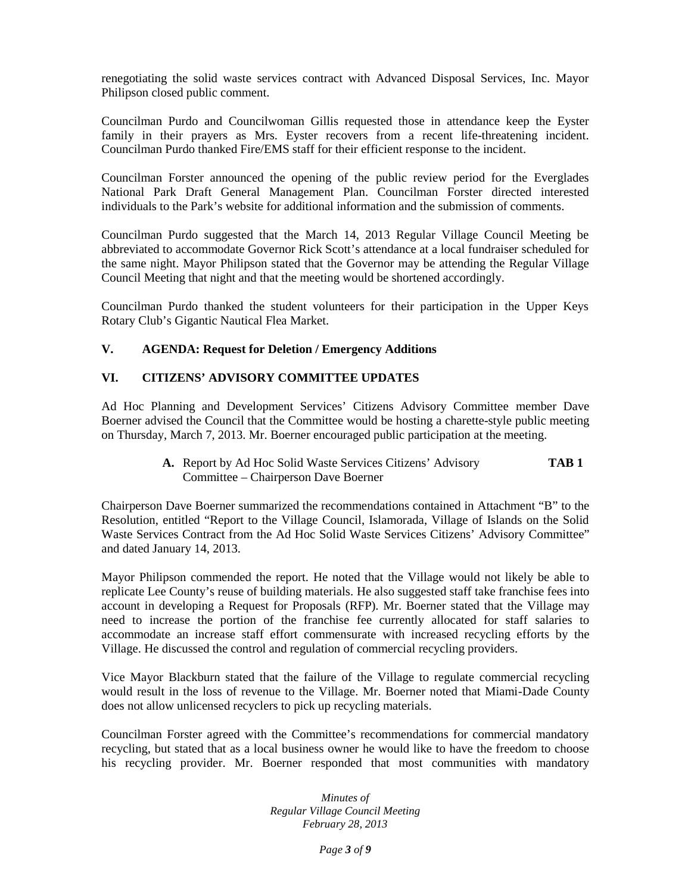renegotiating the solid waste services contract with Advanced Disposal Services, Inc. Mayor Philipson closed public comment.

Councilman Purdo and Councilwoman Gillis requested those in attendance keep the Eyster family in their prayers as Mrs. Eyster recovers from a recent life-threatening incident. Councilman Purdo thanked Fire/EMS staff for their efficient response to the incident.

Councilman Forster announced the opening of the public review period for the Everglades National Park Draft General Management Plan. Councilman Forster directed interested individuals to the Park's website for additional information and the submission of comments.

Councilman Purdo suggested that the March 14, 2013 Regular Village Council Meeting be abbreviated to accommodate Governor Rick Scott's attendance at a local fundraiser scheduled for the same night. Mayor Philipson stated that the Governor may be attending the Regular Village Council Meeting that night and that the meeting would be shortened accordingly.

Councilman Purdo thanked the student volunteers for their participation in the Upper Keys Rotary Club's Gigantic Nautical Flea Market.

## V. AGENDA: Request for Deletion / Emergency Additions

## VI. CITIZENS' ADVISORY COMMITTEE UPDATES

Ad Hoc Planning and Development Services' Citizens Advisory Committee member Dave Boerner advised the Council that the Committee would be hosting a charette-style public meeting on Thursday, March 7, 2013. Mr. Boerner encouraged public participation at the meeting.

**A.** Report by Ad Hoc Solid Waste Services Citizens' Advisory Committee – Chairperson Dave Boerner **TAB 1**

Chairperson Dave Boerner summarized the recommendations contained in Attachment "B" to the Resolution, entitled "Report to the Village Council, Islamorada, Village of Islands on the Solid Waste Services Contract from the Ad Hoc Solid Waste Services Citizens' Advisory Committee" and dated January 14, 2013.

Mayor Philipson commended the report. He noted that the Village would not likely be able to replicate Lee County's reuse of building materials. He also suggested staff take franchise fees into account in developing a Request for Proposals (RFP). Mr. Boerner stated that the Village may need to increase the portion of the franchise fee currently allocated for staff salaries to accommodate an increase staff effort commensurate with increased recycling efforts by the Village. He discussed the control and regulation of commercial recycling providers.

Vice Mayor Blackburn stated that the failure of the Village to regulate commercial recycling would result in the loss of revenue to the Village. Mr. Boerner noted that Miami-Dade County does not allow unlicensed recyclers to pick up recycling materials.

Councilman Forster agreed with the Committee's recommendations for commercial mandatory recycling, but stated that as a local business owner he would like to have the freedom to choose his recycling provider. Mr. Boerner responded that most communities with mandatory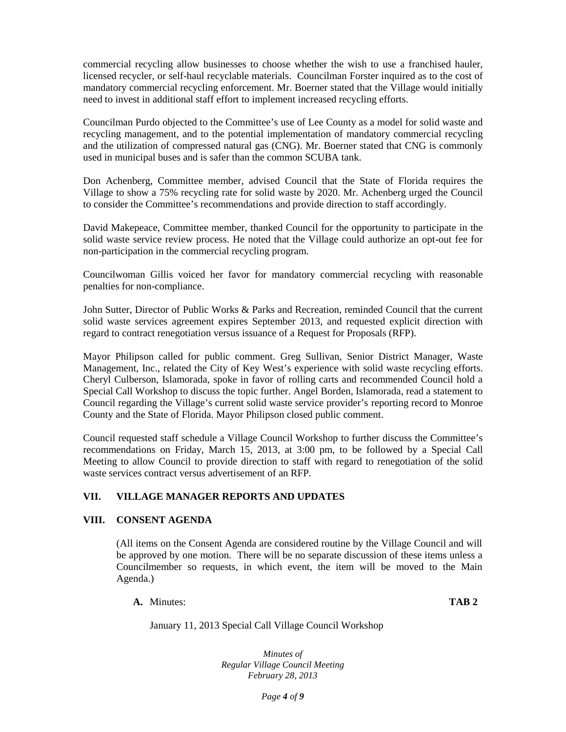commercial recycling allow businesses to choose whether the wish to use a franchised hauler, licensed recycler, or self-haul recyclable materials. Councilman Forster inquired as to the cost of mandatory commercial recycling enforcement. Mr. Boerner stated that the Village would initially need to invest in additional staff effort to implement increased recycling efforts.

Councilman Purdo objected to the Committee's use of Lee County as a model for solid waste and recycling management, and to the potential implementation of mandatory commercial recycling and the utilization of compressed natural gas (CNG). Mr. Boerner stated that CNG is commonly used in municipal buses and is safer than the common SCUBA tank.

Don Achenberg, Committee member, advised Council that the State of Florida requires the Village to show a 75% recycling rate for solid waste by 2020. Mr. Achenberg urged the Council to consider the Committee's recommendations and provide direction to staff accordingly.

David Makepeace, Committee member, thanked Council for the opportunity to participate in the solid waste service review process. He noted that the Village could authorize an opt-out fee for non-participation in the commercial recycling program.

Councilwoman Gillis voiced her favor for mandatory commercial recycling with reasonable penalties for non-compliance.

John Sutter, Director of Public Works & Parks and Recreation, reminded Council that the current solid waste services agreement expires September 2013, and requested explicit direction with regard to contract renegotiation versus issuance of a Request for Proposals (RFP).

Mayor Philipson called for public comment. Greg Sullivan, Senior District Manager, Waste Management, Inc., related the City of Key West's experience with solid waste recycling efforts. Cheryl Culberson, Islamorada, spoke in favor of rolling carts and recommended Council hold a Special Call Workshop to discuss the topic further. Angel Borden, Islamorada, read a statement to Council regarding the Village's current solid waste service provider's reporting record to Monroe County and the State of Florida. Mayor Philipson closed public comment.

Council requested staff schedule a Village Council Workshop to further discuss the Committee's recommendations on Friday, March 15, 2013, at 3:00 pm, to be followed by a Special Call Meeting to allow Council to provide direction to staff with regard to renegotiation of the solid waste services contract versus advertisement of an RFP.

## VII. VILLAGE MANAGER REPORTS AND UPDATES

## VIII. CONSENT AGENDA

(All items on the Consent Agenda are considered routine by the Village Council and will be approved by one motion. There will be no separate discussion of these items unless a Councilmember so requests, in which event, the item will be moved to the Main Agenda.)

**A.** Minutes: **TAB 2**

January 11, 2013 Special Call Village Council Workshop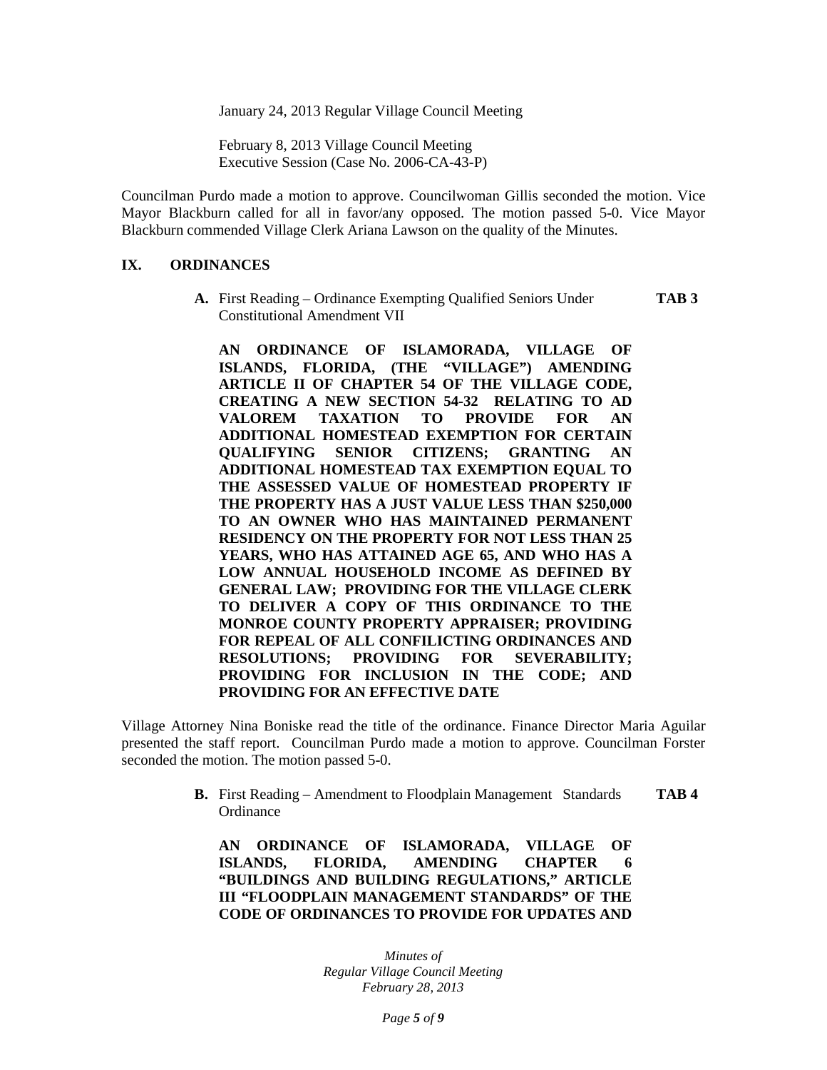January 24, 2013 Regular Village Council Meeting

February 8, 2013 Village Council Meeting
Executive Session (Case No. 2006-CA-43-P)

Councilman Purdo made a motion to approve. Councilwoman Gillis seconded the motion. Vice Mayor Blackburn called for all in favor/any opposed. The motion passed 5-0. Vice Mayor Blackburn commended Village Clerk Ariana Lawson on the quality of the Minutes.

## IX. ORDINANCES

**A.** First Reading – Ordinance Exempting Qualified Seniors Under Constitutional Amendment VII **TAB 3**

**AN ORDINANCE OF ISLAMORADA, VILLAGE OF ISLANDS, FLORIDA, (THE "VILLAGE") AMENDING ARTICLE II OF CHAPTER 54 OF THE VILLAGE CODE, CREATING A NEW SECTION 54-32 RELATING TO AD VALOREM TAXATION TO PROVIDE FOR AN ADDITIONAL HOMESTEAD EXEMPTION FOR CERTAIN QUALIFYING SENIOR CITIZENS; GRANTING AN ADDITIONAL HOMESTEAD TAX EXEMPTION EQUAL TO THE ASSESSED VALUE OF HOMESTEAD PROPERTY IF THE PROPERTY HAS A JUST VALUE LESS THAN $250,000 TO AN OWNER WHO HAS MAINTAINED PERMANENT RESIDENCY ON THE PROPERTY FOR NOT LESS THAN 25 YEARS, WHO HAS ATTAINED AGE 65, AND WHO HAS A LOW ANNUAL HOUSEHOLD INCOME AS DEFINED BY GENERAL LAW; PROVIDING FOR THE VILLAGE CLERK TO DELIVER A COPY OF THIS ORDINANCE TO THE MONROE COUNTY PROPERTY APPRAISER; PROVIDING FOR REPEAL OF ALL CONFILICTING ORDINANCES AND RESOLUTIONS; PROVIDING FOR SEVERABILITY; PROVIDING FOR INCLUSION IN THE CODE; AND PROVIDING FOR AN EFFECTIVE DATE**

Village Attorney Nina Boniske read the title of the ordinance. Finance Director Maria Aguilar presented the staff report. Councilman Purdo made a motion to approve. Councilman Forster seconded the motion. The motion passed 5-0.

**B.** First Reading – Amendment to Floodplain Management Standards Ordinance **TAB 4**

**AN ORDINANCE OF ISLAMORADA, VILLAGE OF ISLANDS, FLORIDA, AMENDING CHAPTER 6 "BUILDINGS AND BUILDING REGULATIONS," ARTICLE III "FLOODPLAIN MANAGEMENT STANDARDS" OF THE CODE OF ORDINANCES TO PROVIDE FOR UPDATES AND**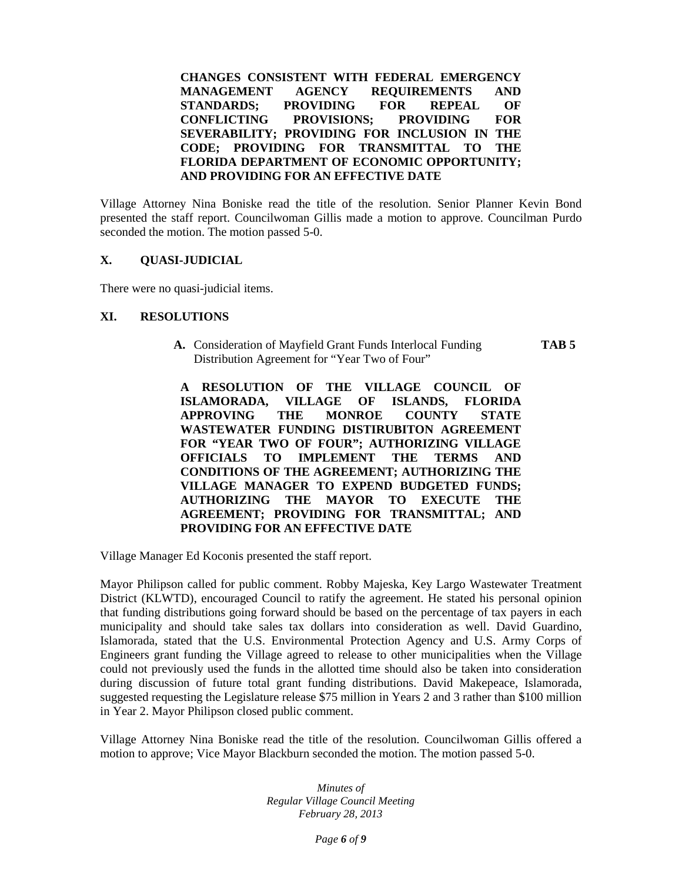**CHANGES CONSISTENT WITH FEDERAL EMERGENCY MANAGEMENT AGENCY REQUIREMENTS AND STANDARDS; PROVIDING FOR REPEAL OF CONFLICTING PROVISIONS; PROVIDING FOR SEVERABILITY; PROVIDING FOR INCLUSION IN THE CODE; PROVIDING FOR TRANSMITTAL TO THE FLORIDA DEPARTMENT OF ECONOMIC OPPORTUNITY; AND PROVIDING FOR AN EFFECTIVE DATE**

Village Attorney Nina Boniske read the title of the resolution. Senior Planner Kevin Bond presented the staff report. Councilwoman Gillis made a motion to approve. Councilman Purdo seconded the motion. The motion passed 5-0.

## X. QUASI-JUDICIAL

There were no quasi-judicial items.

## XI. RESOLUTIONS

**A.** Consideration of Mayfield Grant Funds Interlocal Funding Distribution Agreement for "Year Two of Four" **TAB 5**

**A RESOLUTION OF THE VILLAGE COUNCIL OF ISLAMORADA, VILLAGE OF ISLANDS, FLORIDA APPROVING THE MONROE COUNTY STATE WASTEWATER FUNDING DISTIRUBITON AGREEMENT FOR "YEAR TWO OF FOUR"; AUTHORIZING VILLAGE OFFICIALS TO IMPLEMENT THE TERMS AND CONDITIONS OF THE AGREEMENT; AUTHORIZING THE VILLAGE MANAGER TO EXPEND BUDGETED FUNDS; AUTHORIZING THE MAYOR TO EXECUTE THE AGREEMENT; PROVIDING FOR TRANSMITTAL; AND PROVIDING FOR AN EFFECTIVE DATE**

Village Manager Ed Koconis presented the staff report.

Mayor Philipson called for public comment. Robby Majeska, Key Largo Wastewater Treatment District (KLWTD), encouraged Council to ratify the agreement. He stated his personal opinion that funding distributions going forward should be based on the percentage of tax payers in each municipality and should take sales tax dollars into consideration as well. David Guardino, Islamorada, stated that the U.S. Environmental Protection Agency and U.S. Army Corps of Engineers grant funding the Village agreed to release to other municipalities when the Village could not previously used the funds in the allotted time should also be taken into consideration during discussion of future total grant funding distributions. David Makepeace, Islamorada, suggested requesting the Legislature release $75 million in Years 2 and 3 rather than $100 million in Year 2. Mayor Philipson closed public comment.

Village Attorney Nina Boniske read the title of the resolution. Councilwoman Gillis offered a motion to approve; Vice Mayor Blackburn seconded the motion. The motion passed 5-0.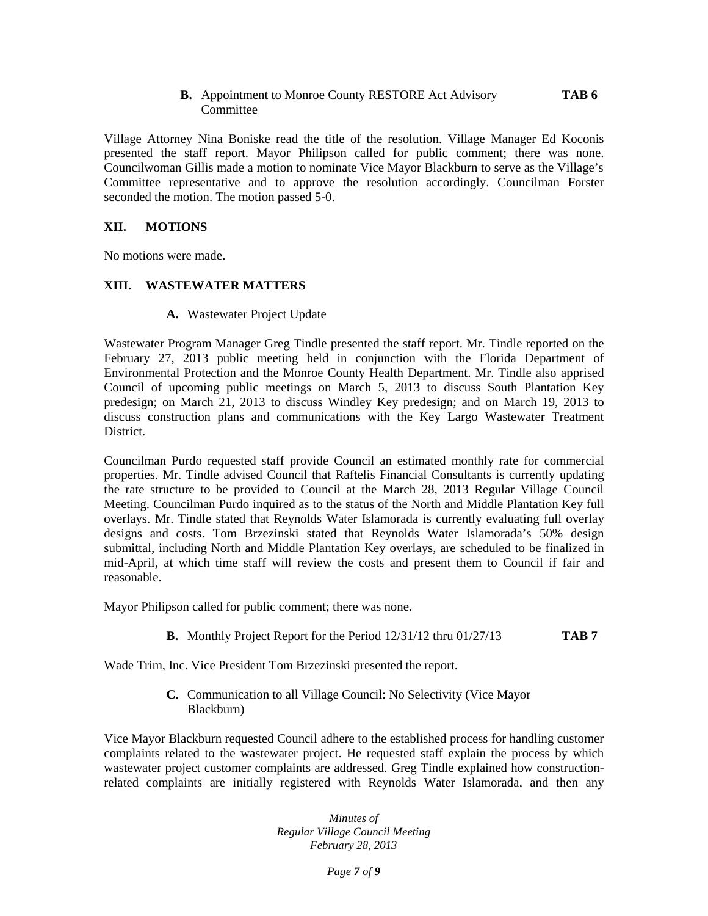**B.** Appointment to Monroe County RESTORE Act Advisory Committee **TAB 6**

Village Attorney Nina Boniske read the title of the resolution. Village Manager Ed Koconis presented the staff report. Mayor Philipson called for public comment; there was none. Councilwoman Gillis made a motion to nominate Vice Mayor Blackburn to serve as the Village's Committee representative and to approve the resolution accordingly. Councilman Forster seconded the motion. The motion passed 5-0.

## XII. MOTIONS

No motions were made.

## XIII. WASTEWATER MATTERS

**A.** Wastewater Project Update

Wastewater Program Manager Greg Tindle presented the staff report. Mr. Tindle reported on the February 27, 2013 public meeting held in conjunction with the Florida Department of Environmental Protection and the Monroe County Health Department. Mr. Tindle also apprised Council of upcoming public meetings on March 5, 2013 to discuss South Plantation Key predesign; on March 21, 2013 to discuss Windley Key predesign; and on March 19, 2013 to discuss construction plans and communications with the Key Largo Wastewater Treatment District.

Councilman Purdo requested staff provide Council an estimated monthly rate for commercial properties. Mr. Tindle advised Council that Raftelis Financial Consultants is currently updating the rate structure to be provided to Council at the March 28, 2013 Regular Village Council Meeting. Councilman Purdo inquired as to the status of the North and Middle Plantation Key full overlays. Mr. Tindle stated that Reynolds Water Islamorada is currently evaluating full overlay designs and costs. Tom Brzezinski stated that Reynolds Water Islamorada's 50% design submittal, including North and Middle Plantation Key overlays, are scheduled to be finalized in mid-April, at which time staff will review the costs and present them to Council if fair and reasonable.

Mayor Philipson called for public comment; there was none.

**B.** Monthly Project Report for the Period 12/31/12 thru 01/27/13 **TAB 7**

Wade Trim, Inc. Vice President Tom Brzezinski presented the report.

**C.** Communication to all Village Council: No Selectivity (Vice Mayor Blackburn)

Vice Mayor Blackburn requested Council adhere to the established process for handling customer complaints related to the wastewater project. He requested staff explain the process by which wastewater project customer complaints are addressed. Greg Tindle explained how construction-related complaints are initially registered with Reynolds Water Islamorada, and then any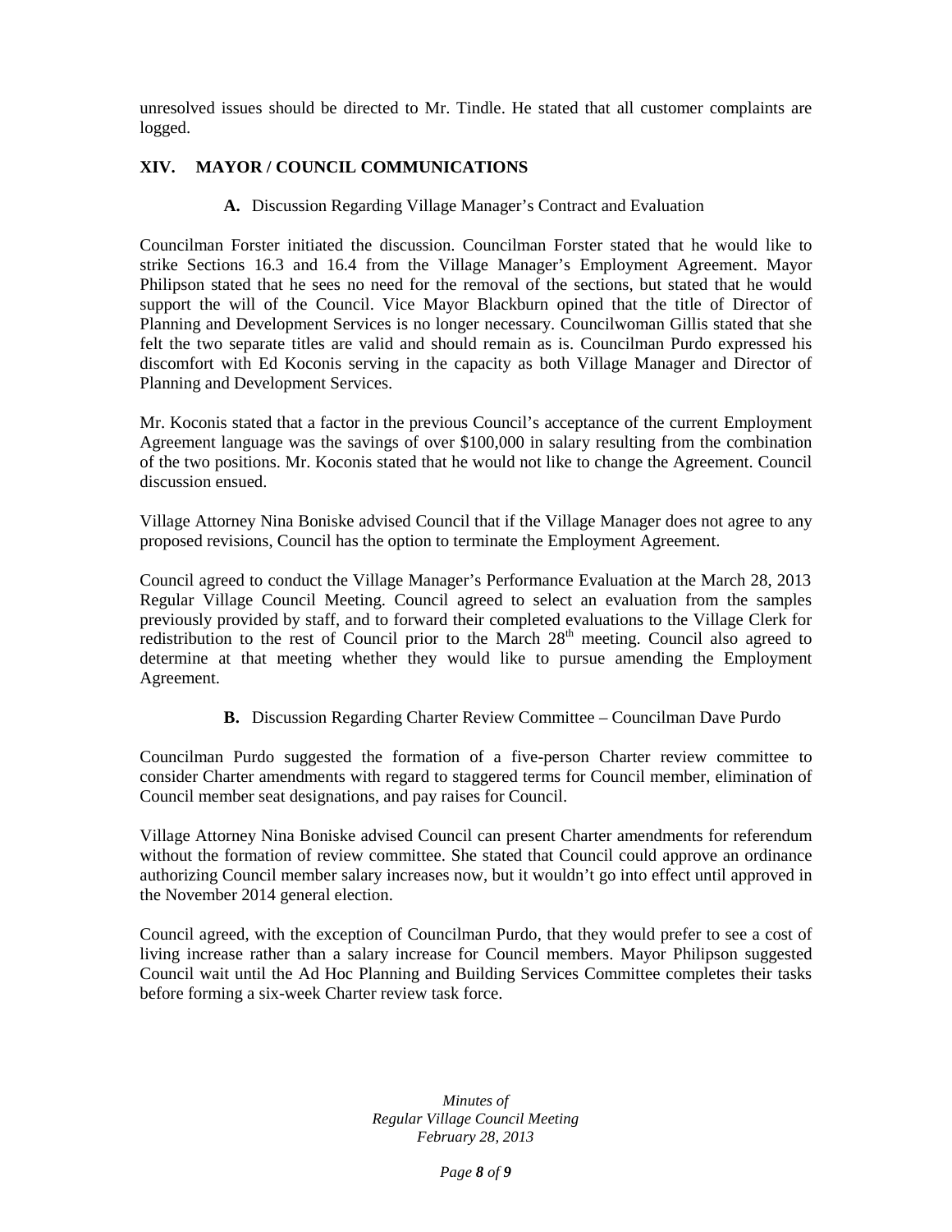unresolved issues should be directed to Mr. Tindle. He stated that all customer complaints are logged.

## XIV. MAYOR / COUNCIL COMMUNICATIONS

### A. Discussion Regarding Village Manager's Contract and Evaluation

Councilman Forster initiated the discussion. Councilman Forster stated that he would like to strike Sections 16.3 and 16.4 from the Village Manager's Employment Agreement. Mayor Philipson stated that he sees no need for the removal of the sections, but stated that he would support the will of the Council. Vice Mayor Blackburn opined that the title of Director of Planning and Development Services is no longer necessary. Councilwoman Gillis stated that she felt the two separate titles are valid and should remain as is. Councilman Purdo expressed his discomfort with Ed Koconis serving in the capacity as both Village Manager and Director of Planning and Development Services.

Mr. Koconis stated that a factor in the previous Council's acceptance of the current Employment Agreement language was the savings of over $100,000 in salary resulting from the combination of the two positions. Mr. Koconis stated that he would not like to change the Agreement. Council discussion ensued.

Village Attorney Nina Boniske advised Council that if the Village Manager does not agree to any proposed revisions, Council has the option to terminate the Employment Agreement.

Council agreed to conduct the Village Manager's Performance Evaluation at the March 28, 2013 Regular Village Council Meeting. Council agreed to select an evaluation from the samples previously provided by staff, and to forward their completed evaluations to the Village Clerk for redistribution to the rest of Council prior to the March 28th meeting. Council also agreed to determine at that meeting whether they would like to pursue amending the Employment Agreement.

### B. Discussion Regarding Charter Review Committee – Councilman Dave Purdo

Councilman Purdo suggested the formation of a five-person Charter review committee to consider Charter amendments with regard to staggered terms for Council member, elimination of Council member seat designations, and pay raises for Council.

Village Attorney Nina Boniske advised Council can present Charter amendments for referendum without the formation of review committee. She stated that Council could approve an ordinance authorizing Council member salary increases now, but it wouldn't go into effect until approved in the November 2014 general election.

Council agreed, with the exception of Councilman Purdo, that they would prefer to see a cost of living increase rather than a salary increase for Council members. Mayor Philipson suggested Council wait until the Ad Hoc Planning and Building Services Committee completes their tasks before forming a six-week Charter review task force.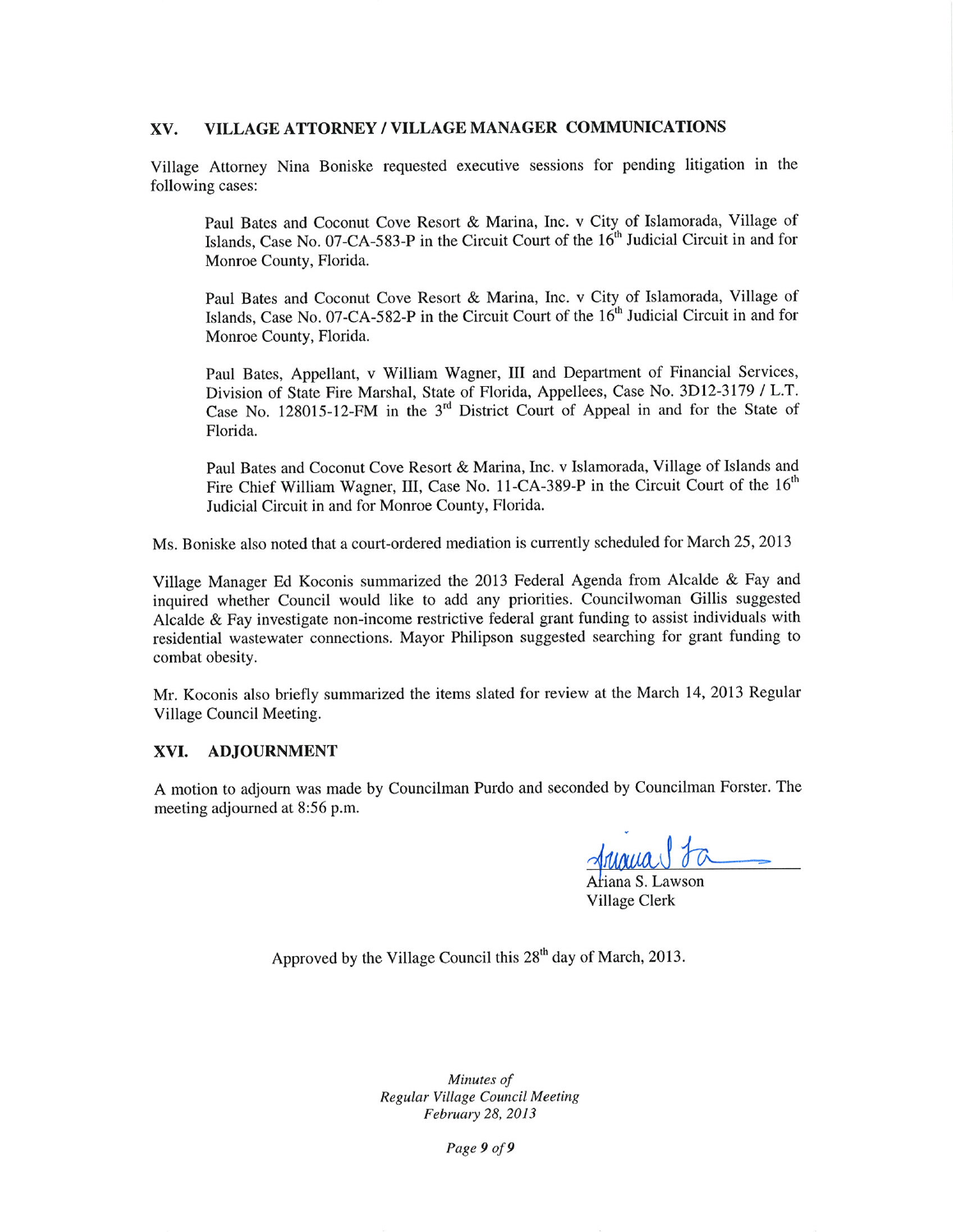## XV. VILLAGE ATTORNEY / VILLAGE MANAGER COMMUNICATIONS

Village Attorney Nina Boniske requested executive sessions for pending litigation in the following cases:

> Paul Bates and Coconut Cove Resort & Marina, Inc. v City of Islamorada, Village of Islands, Case No. 07-CA-583-P in the Circuit Court of the 16th Judicial Circuit in and for Monroe County, Florida.
>
> Paul Bates and Coconut Cove Resort & Marina, Inc. v City of Islamorada, Village of Islands, Case No. 07-CA-582-P in the Circuit Court of the 16th Judicial Circuit in and for Monroe County, Florida.
>
> Paul Bates, Appellant, v William Wagner, III and Department of Financial Services, Division of State Fire Marshal, State of Florida, Appellees, Case No. 3D12-3179 / L.T. Case No. 128015-12-FM in the 3rd District Court of Appeal in and for the State of Florida.
>
> Paul Bates and Coconut Cove Resort & Marina, Inc. v Islamorada, Village of Islands and Fire Chief William Wagner, III, Case No. 11-CA-389-P in the Circuit Court of the 16th Judicial Circuit in and for Monroe County, Florida.

Ms. Boniske also noted that a court-ordered mediation is currently scheduled for March 25, 2013

Village Manager Ed Koconis summarized the 2013 Federal Agenda from Alcalde & Fay and inquired whether Council would like to add any priorities. Councilwoman Gillis suggested Alcalde & Fay investigate non-income restrictive federal grant funding to assist individuals with residential wastewater connections. Mayor Philipson suggested searching for grant funding to combat obesity.

Mr. Koconis also briefly summarized the items slated for review at the March 14, 2013 Regular Village Council Meeting.

## XVI. ADJOURNMENT

A motion to adjourn was made by Councilman Purdo and seconded by Councilman Forster. The meeting adjourned at 8:56 p.m.

Ariana S. Lawson
Village Clerk

Approved by the Village Council this 28th day of March, 2013.

*Minutes of*
*Regular Village Council Meeting*
*February 28, 2013*